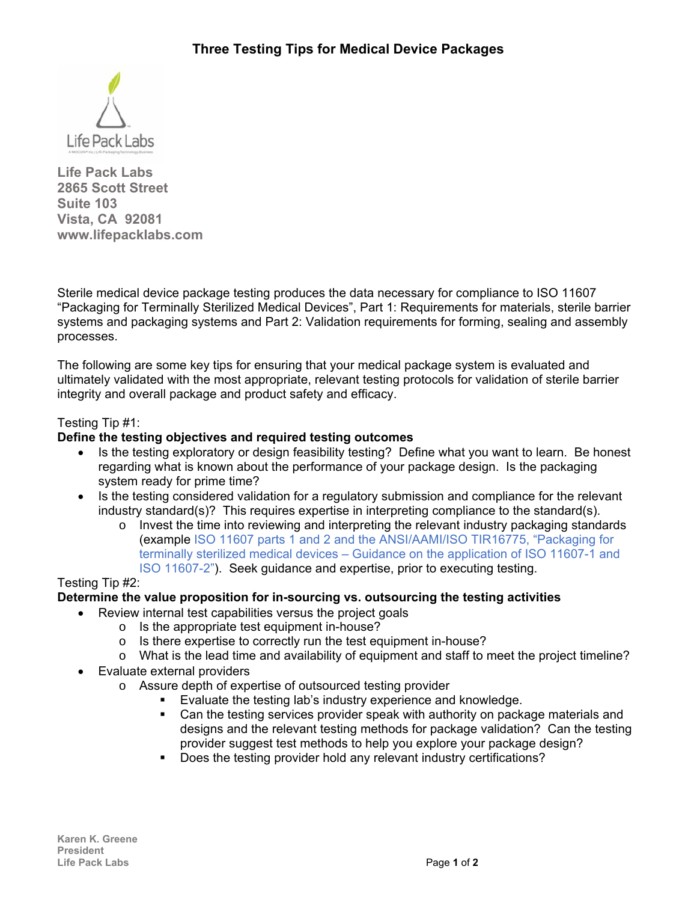# Three Testing Tips for Medical Device Packages

**Life Pack Labs**
**2865 Scott Street**
**Suite 103**
**Vista, CA 92081**
**www.lifepacklabs.com**

Sterile medical device package testing produces the data necessary for compliance to ISO 11607 "Packaging for Terminally Sterilized Medical Devices", Part 1: Requirements for materials, sterile barrier systems and packaging systems and Part 2: Validation requirements for forming, sealing and assembly processes.

The following are some key tips for ensuring that your medical package system is evaluated and ultimately validated with the most appropriate, relevant testing protocols for validation of sterile barrier integrity and overall package and product safety and efficacy.

Testing Tip #1:
**Define the testing objectives and required testing outcomes**

- Is the testing exploratory or design feasibility testing? Define what you want to learn. Be honest regarding what is known about the performance of your package design. Is the packaging system ready for prime time?
- Is the testing considered validation for a regulatory submission and compliance for the relevant industry standard(s)? This requires expertise in interpreting compliance to the standard(s).
  - Invest the time into reviewing and interpreting the relevant industry packaging standards (example ISO 11607 parts 1 and 2 and the ANSI/AAMI/ISO TIR16775, "Packaging for terminally sterilized medical devices – Guidance on the application of ISO 11607-1 and ISO 11607-2"). Seek guidance and expertise, prior to executing testing.

Testing Tip #2:
**Determine the value proposition for in-sourcing vs. outsourcing the testing activities**

- Review internal test capabilities versus the project goals
  - Is the appropriate test equipment in-house?
  - Is there expertise to correctly run the test equipment in-house?
  - What is the lead time and availability of equipment and staff to meet the project timeline?
- Evaluate external providers
  - Assure depth of expertise of outsourced testing provider
    - Evaluate the testing lab's industry experience and knowledge.
    - Can the testing services provider speak with authority on package materials and designs and the relevant testing methods for package validation? Can the testing provider suggest test methods to help you explore your package design?
    - Does the testing provider hold any relevant industry certifications?

**Karen K. Greene**
**President**
**Life Pack Labs**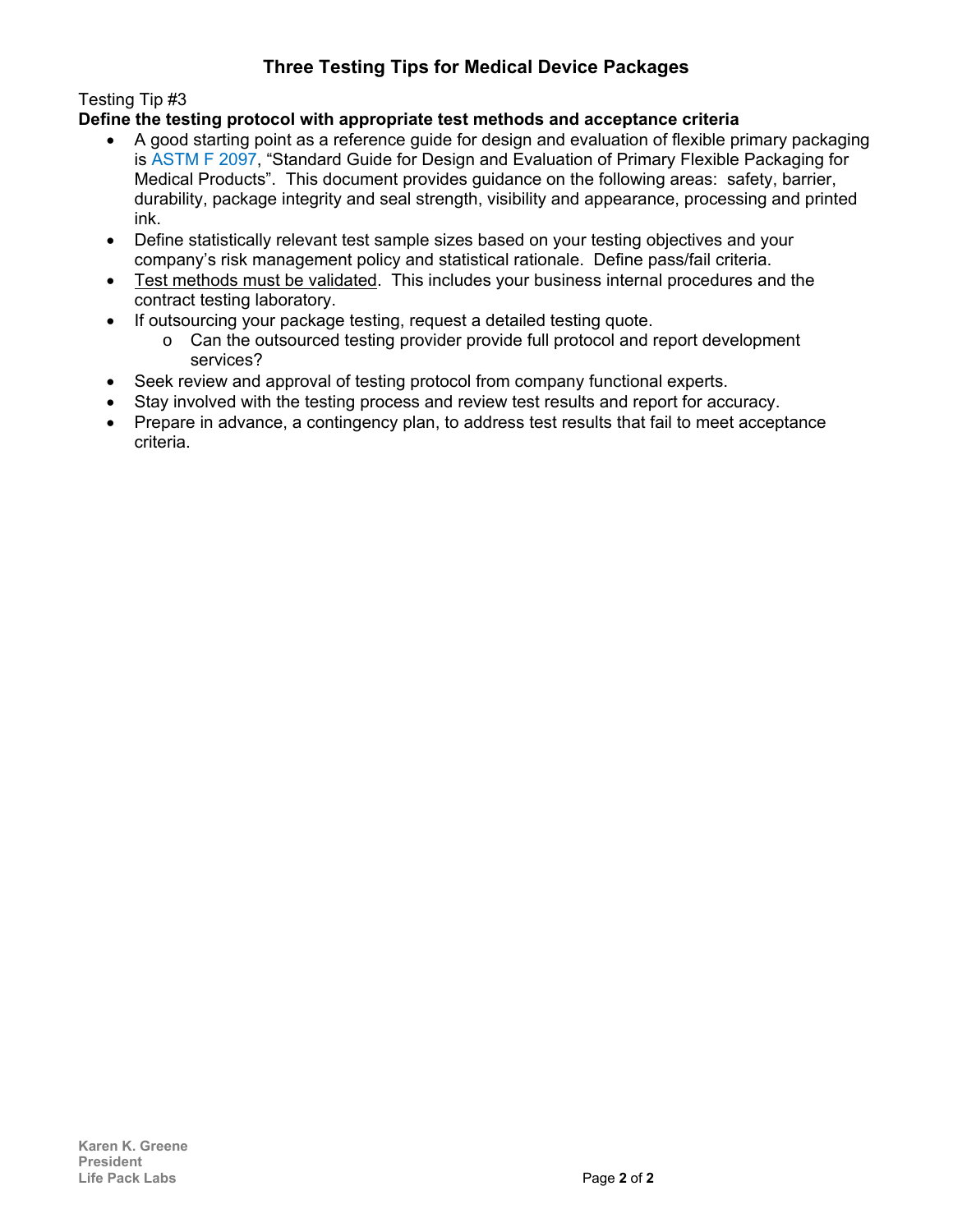Testing Tip #3

**Define the testing protocol with appropriate test methods and acceptance criteria**

- A good starting point as a reference guide for design and evaluation of flexible primary packaging is ASTM F 2097, "Standard Guide for Design and Evaluation of Primary Flexible Packaging for Medical Products". This document provides guidance on the following areas: safety, barrier, durability, package integrity and seal strength, visibility and appearance, processing and printed ink.
- Define statistically relevant test sample sizes based on your testing objectives and your company's risk management policy and statistical rationale. Define pass/fail criteria.
- Test methods must be validated. This includes your business internal procedures and the contract testing laboratory.
- If outsourcing your package testing, request a detailed testing quote.
  - Can the outsourced testing provider provide full protocol and report development services?
- Seek review and approval of testing protocol from company functional experts.
- Stay involved with the testing process and review test results and report for accuracy.
- Prepare in advance, a contingency plan, to address test results that fail to meet acceptance criteria.

**Karen K. Greene**
**President**
**Life Pack Labs**